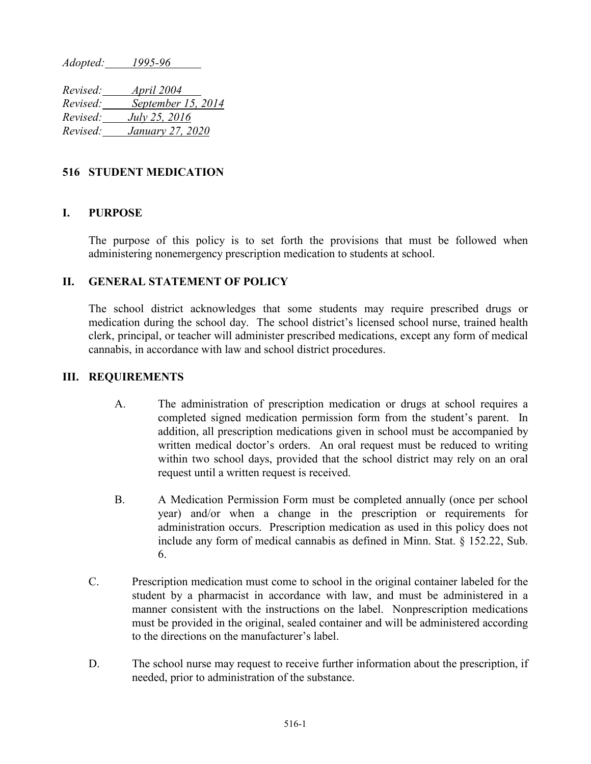*Adopted: 1995-96*

*Revised: April 2004*
*Revised: September 15, 2014*
*Revised: July 25, 2016*
*Revised: January 27, 2020*

# 516 STUDENT MEDICATION

## I. PURPOSE

The purpose of this policy is to set forth the provisions that must be followed when administering nonemergency prescription medication to students at school.

## II. GENERAL STATEMENT OF POLICY

The school district acknowledges that some students may require prescribed drugs or medication during the school day. The school district's licensed school nurse, trained health clerk, principal, or teacher will administer prescribed medications, except any form of medical cannabis, in accordance with law and school district procedures.

## III. REQUIREMENTS

A. The administration of prescription medication or drugs at school requires a completed signed medication permission form from the student's parent. In addition, all prescription medications given in school must be accompanied by written medical doctor's orders. An oral request must be reduced to writing within two school days, provided that the school district may rely on an oral request until a written request is received.

B. A Medication Permission Form must be completed annually (once per school year) and/or when a change in the prescription or requirements for administration occurs. Prescription medication as used in this policy does not include any form of medical cannabis as defined in Minn. Stat. § 152.22, Sub. 6.

C. Prescription medication must come to school in the original container labeled for the student by a pharmacist in accordance with law, and must be administered in a manner consistent with the instructions on the label. Nonprescription medications must be provided in the original, sealed container and will be administered according to the directions on the manufacturer's label.

D. The school nurse may request to receive further information about the prescription, if needed, prior to administration of the substance.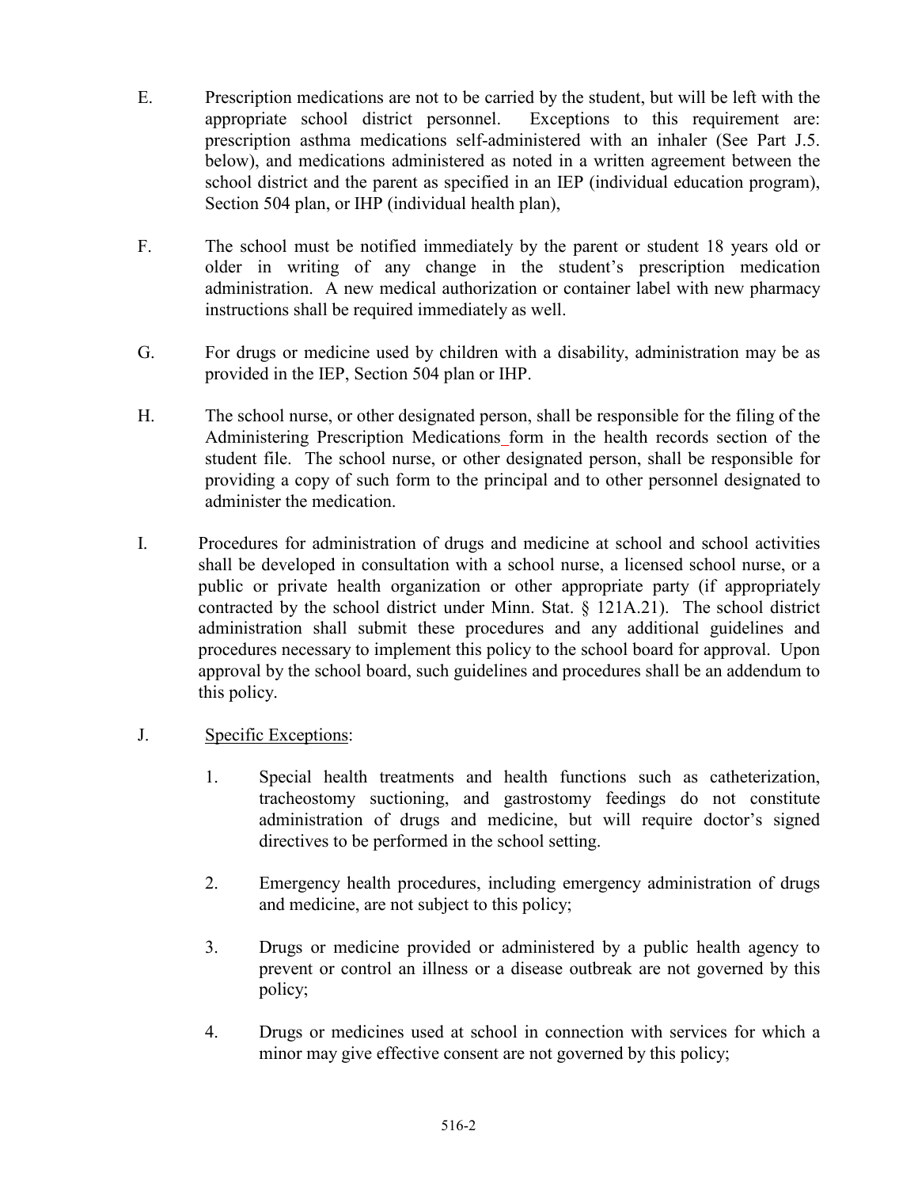E. Prescription medications are not to be carried by the student, but will be left with the appropriate school district personnel. Exceptions to this requirement are: prescription asthma medications self-administered with an inhaler (See Part J.5. below), and medications administered as noted in a written agreement between the school district and the parent as specified in an IEP (individual education program), Section 504 plan, or IHP (individual health plan),

F. The school must be notified immediately by the parent or student 18 years old or older in writing of any change in the student's prescription medication administration. A new medical authorization or container label with new pharmacy instructions shall be required immediately as well.

G. For drugs or medicine used by children with a disability, administration may be as provided in the IEP, Section 504 plan or IHP.

H. The school nurse, or other designated person, shall be responsible for the filing of the Administering Prescription Medications form in the health records section of the student file. The school nurse, or other designated person, shall be responsible for providing a copy of such form to the principal and to other personnel designated to administer the medication.

I. Procedures for administration of drugs and medicine at school and school activities shall be developed in consultation with a school nurse, a licensed school nurse, or a public or private health organization or other appropriate party (if appropriately contracted by the school district under Minn. Stat. § 121A.21). The school district administration shall submit these procedures and any additional guidelines and procedures necessary to implement this policy to the school board for approval. Upon approval by the school board, such guidelines and procedures shall be an addendum to this policy.

J. Specific Exceptions:

1. Special health treatments and health functions such as catheterization, tracheostomy suctioning, and gastrostomy feedings do not constitute administration of drugs and medicine, but will require doctor's signed directives to be performed in the school setting.

2. Emergency health procedures, including emergency administration of drugs and medicine, are not subject to this policy;

3. Drugs or medicine provided or administered by a public health agency to prevent or control an illness or a disease outbreak are not governed by this policy;

4. Drugs or medicines used at school in connection with services for which a minor may give effective consent are not governed by this policy;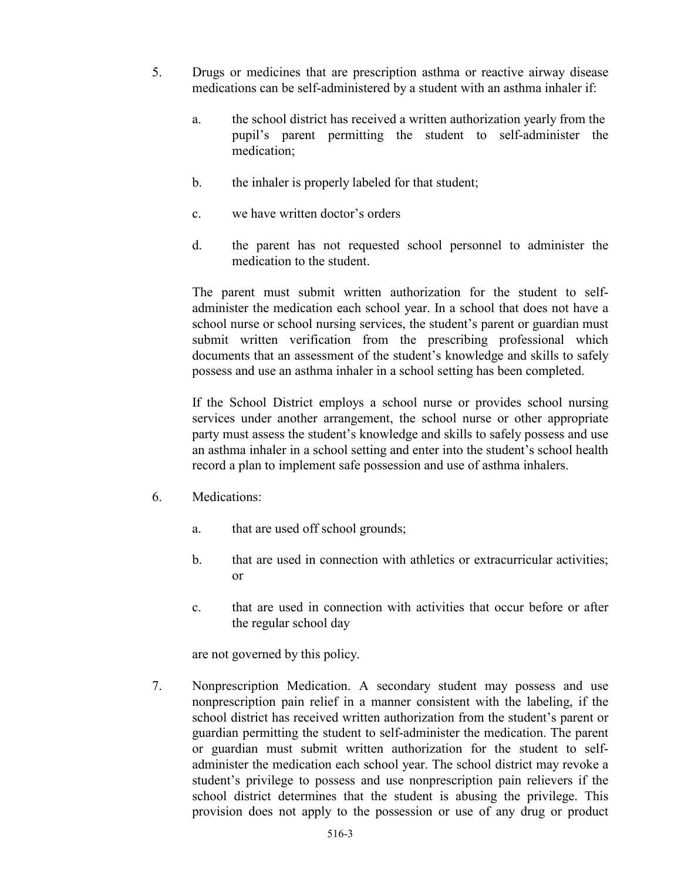5. Drugs or medicines that are prescription asthma or reactive airway disease medications can be self-administered by a student with an asthma inhaler if:

   a. the school district has received a written authorization yearly from the pupil's parent permitting the student to self-administer the medication;

   b. the inhaler is properly labeled for that student;

   c. we have written doctor's orders

   d. the parent has not requested school personnel to administer the medication to the student.

   The parent must submit written authorization for the student to self-administer the medication each school year. In a school that does not have a school nurse or school nursing services, the student's parent or guardian must submit written verification from the prescribing professional which documents that an assessment of the student's knowledge and skills to safely possess and use an asthma inhaler in a school setting has been completed.

   If the School District employs a school nurse or provides school nursing services under another arrangement, the school nurse or other appropriate party must assess the student's knowledge and skills to safely possess and use an asthma inhaler in a school setting and enter into the student's school health record a plan to implement safe possession and use of asthma inhalers.

6. Medications:

   a. that are used off school grounds;

   b. that are used in connection with athletics or extracurricular activities; or

   c. that are used in connection with activities that occur before or after the regular school day

   are not governed by this policy.

7. Nonprescription Medication. A secondary student may possess and use nonprescription pain relief in a manner consistent with the labeling, if the school district has received written authorization from the student's parent or guardian permitting the student to self-administer the medication. The parent or guardian must submit written authorization for the student to self-administer the medication each school year. The school district may revoke a student's privilege to possess and use nonprescription pain relievers if the school district determines that the student is abusing the privilege. This provision does not apply to the possession or use of any drug or product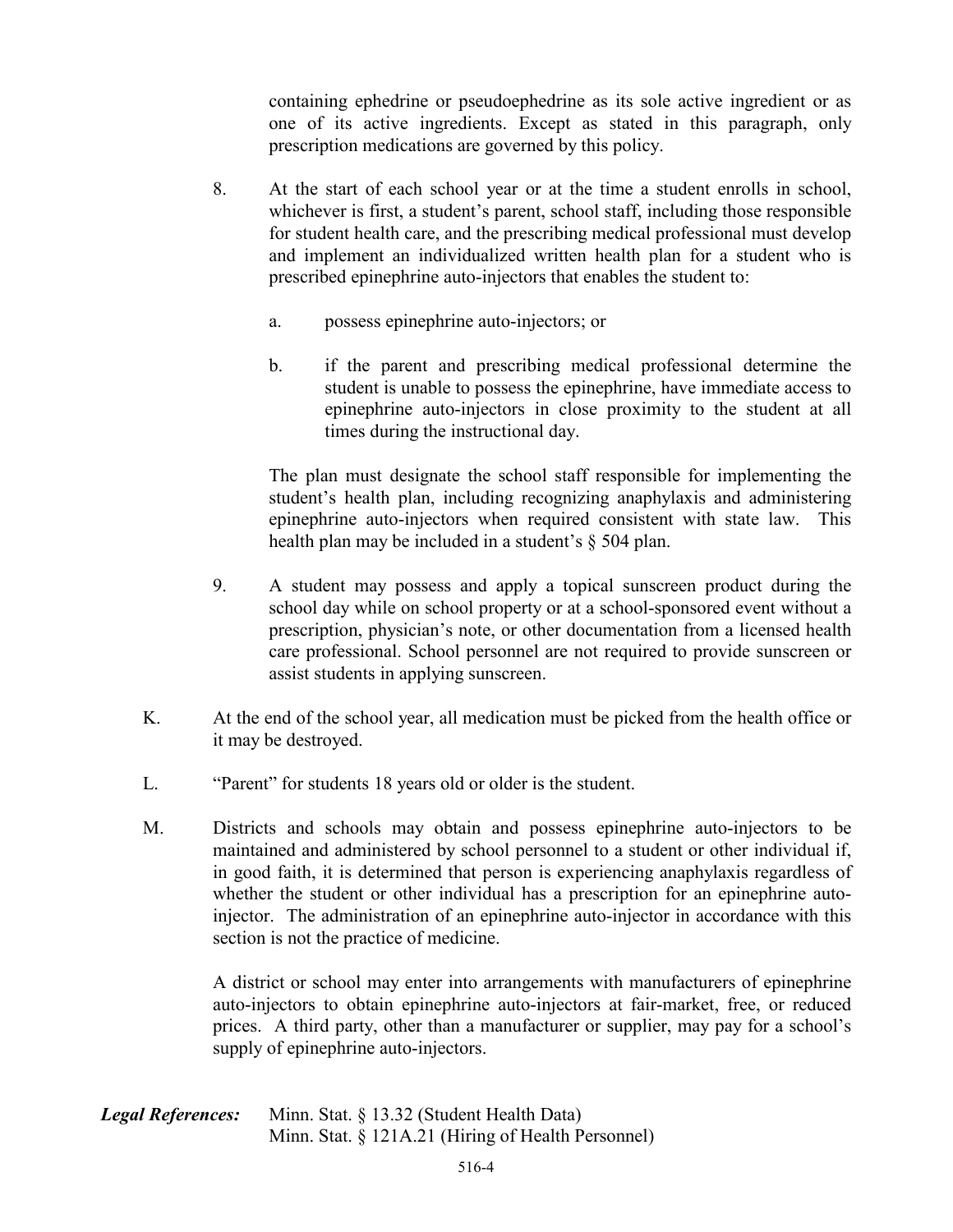containing ephedrine or pseudoephedrine as its sole active ingredient or as one of its active ingredients. Except as stated in this paragraph, only prescription medications are governed by this policy.

8. At the start of each school year or at the time a student enrolls in school, whichever is first, a student's parent, school staff, including those responsible for student health care, and the prescribing medical professional must develop and implement an individualized written health plan for a student who is prescribed epinephrine auto-injectors that enables the student to:

   a. possess epinephrine auto-injectors; or

   b. if the parent and prescribing medical professional determine the student is unable to possess the epinephrine, have immediate access to epinephrine auto-injectors in close proximity to the student at all times during the instructional day.

   The plan must designate the school staff responsible for implementing the student's health plan, including recognizing anaphylaxis and administering epinephrine auto-injectors when required consistent with state law. This health plan may be included in a student's § 504 plan.

9. A student may possess and apply a topical sunscreen product during the school day while on school property or at a school-sponsored event without a prescription, physician's note, or other documentation from a licensed health care professional. School personnel are not required to provide sunscreen or assist students in applying sunscreen.

K. At the end of the school year, all medication must be picked from the health office or it may be destroyed.

L. "Parent" for students 18 years old or older is the student.

M. Districts and schools may obtain and possess epinephrine auto-injectors to be maintained and administered by school personnel to a student or other individual if, in good faith, it is determined that person is experiencing anaphylaxis regardless of whether the student or other individual has a prescription for an epinephrine auto-injector. The administration of an epinephrine auto-injector in accordance with this section is not the practice of medicine.

   A district or school may enter into arrangements with manufacturers of epinephrine auto-injectors to obtain epinephrine auto-injectors at fair-market, free, or reduced prices. A third party, other than a manufacturer or supplier, may pay for a school's supply of epinephrine auto-injectors.

***Legal References:*** Minn. Stat. § 13.32 (Student Health Data)
Minn. Stat. § 121A.21 (Hiring of Health Personnel)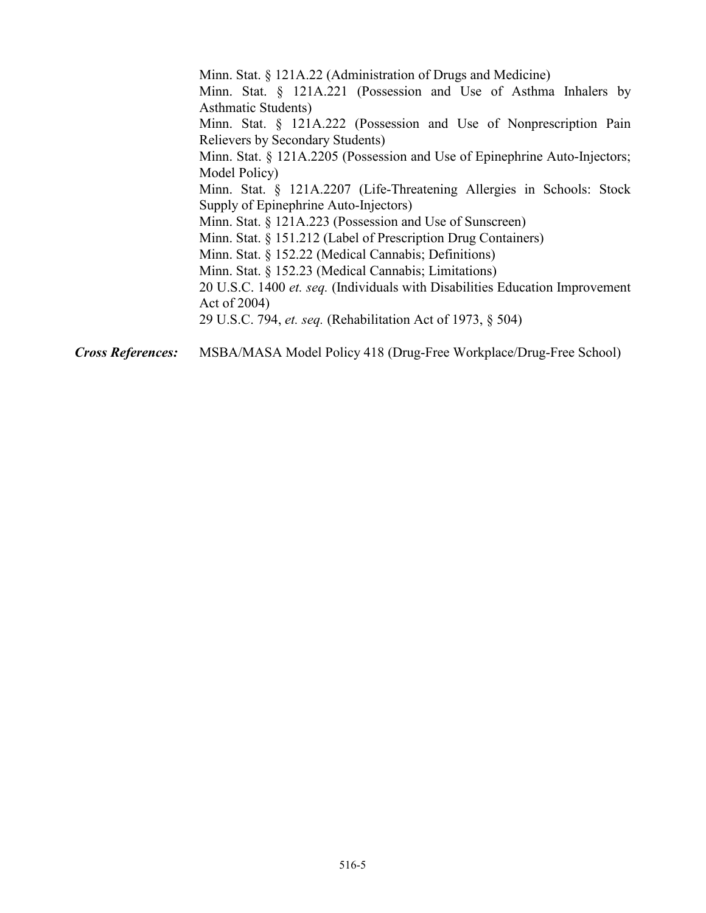Minn. Stat. § 121A.22 (Administration of Drugs and Medicine)
Minn. Stat. § 121A.221 (Possession and Use of Asthma Inhalers by Asthmatic Students)
Minn. Stat. § 121A.222 (Possession and Use of Nonprescription Pain Relievers by Secondary Students)
Minn. Stat. § 121A.2205 (Possession and Use of Epinephrine Auto-Injectors; Model Policy)
Minn. Stat. § 121A.2207 (Life-Threatening Allergies in Schools: Stock Supply of Epinephrine Auto-Injectors)
Minn. Stat. § 121A.223 (Possession and Use of Sunscreen)
Minn. Stat. § 151.212 (Label of Prescription Drug Containers)
Minn. Stat. § 152.22 (Medical Cannabis; Definitions)
Minn. Stat. § 152.23 (Medical Cannabis; Limitations)
20 U.S.C. 1400 *et. seq.* (Individuals with Disabilities Education Improvement Act of 2004)
29 U.S.C. 794, *et. seq.* (Rehabilitation Act of 1973, § 504)

***Cross References:*** MSBA/MASA Model Policy 418 (Drug-Free Workplace/Drug-Free School)